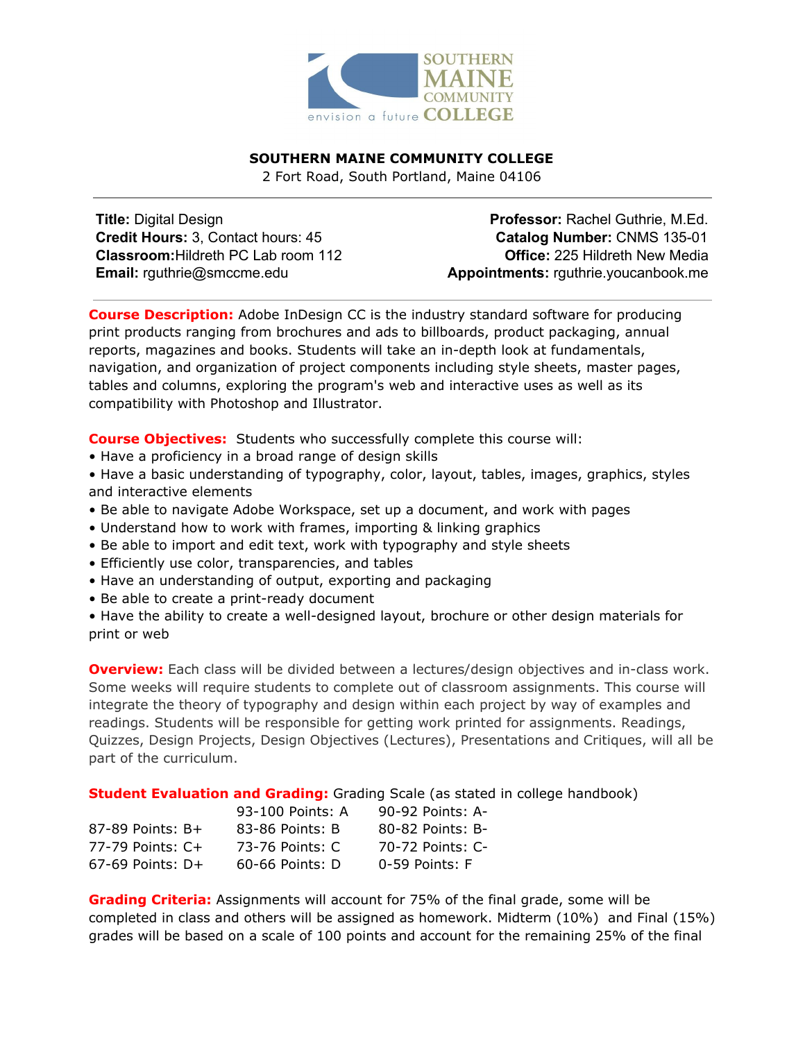# SOUTHERN MAINE COMMUNITY COLLEGE

2 Fort Road, South Portland, Maine 04106

**Title:** Digital Design
**Credit Hours:** 3, Contact hours: 45
**Classroom:** Hildreth PC Lab room 112
**Email:** rguthrie@smccme.edu

**Professor:** Rachel Guthrie, M.Ed.
**Catalog Number:** CNMS 135-01
**Office:** 225 Hildreth New Media
**Appointments:** rguthrie.youcanbook.me

**Course Description:** Adobe InDesign CC is the industry standard software for producing print products ranging from brochures and ads to billboards, product packaging, annual reports, magazines and books. Students will take an in-depth look at fundamentals, navigation, and organization of project components including style sheets, master pages, tables and columns, exploring the program's web and interactive uses as well as its compatibility with Photoshop and Illustrator.

**Course Objectives:** Students who successfully complete this course will:

- Have a proficiency in a broad range of design skills
- Have a basic understanding of typography, color, layout, tables, images, graphics, styles and interactive elements
- Be able to navigate Adobe Workspace, set up a document, and work with pages
- Understand how to work with frames, importing & linking graphics
- Be able to import and edit text, work with typography and style sheets
- Efficiently use color, transparencies, and tables
- Have an understanding of output, exporting and packaging
- Be able to create a print-ready document
- Have the ability to create a well-designed layout, brochure or other design materials for print or web

**Overview:** Each class will be divided between a lectures/design objectives and in-class work. Some weeks will require students to complete out of classroom assignments. This course will integrate the theory of typography and design within each project by way of examples and readings. Students will be responsible for getting work printed for assignments. Readings, Quizzes, Design Projects, Design Objectives (Lectures), Presentations and Critiques, will all be part of the curriculum.

**Student Evaluation and Grading:** Grading Scale (as stated in college handbook)

| | | |
|---|---|---|
| | 93-100 Points: A | 90-92 Points: A- |
| 87-89 Points: B+ | 83-86 Points: B | 80-82 Points: B- |
| 77-79 Points: C+ | 73-76 Points: C | 70-72 Points: C- |
| 67-69 Points: D+ | 60-66 Points: D | 0-59 Points: F |

**Grading Criteria:** Assignments will account for 75% of the final grade, some will be completed in class and others will be assigned as homework. Midterm (10%) and Final (15%) grades will be based on a scale of 100 points and account for the remaining 25% of the final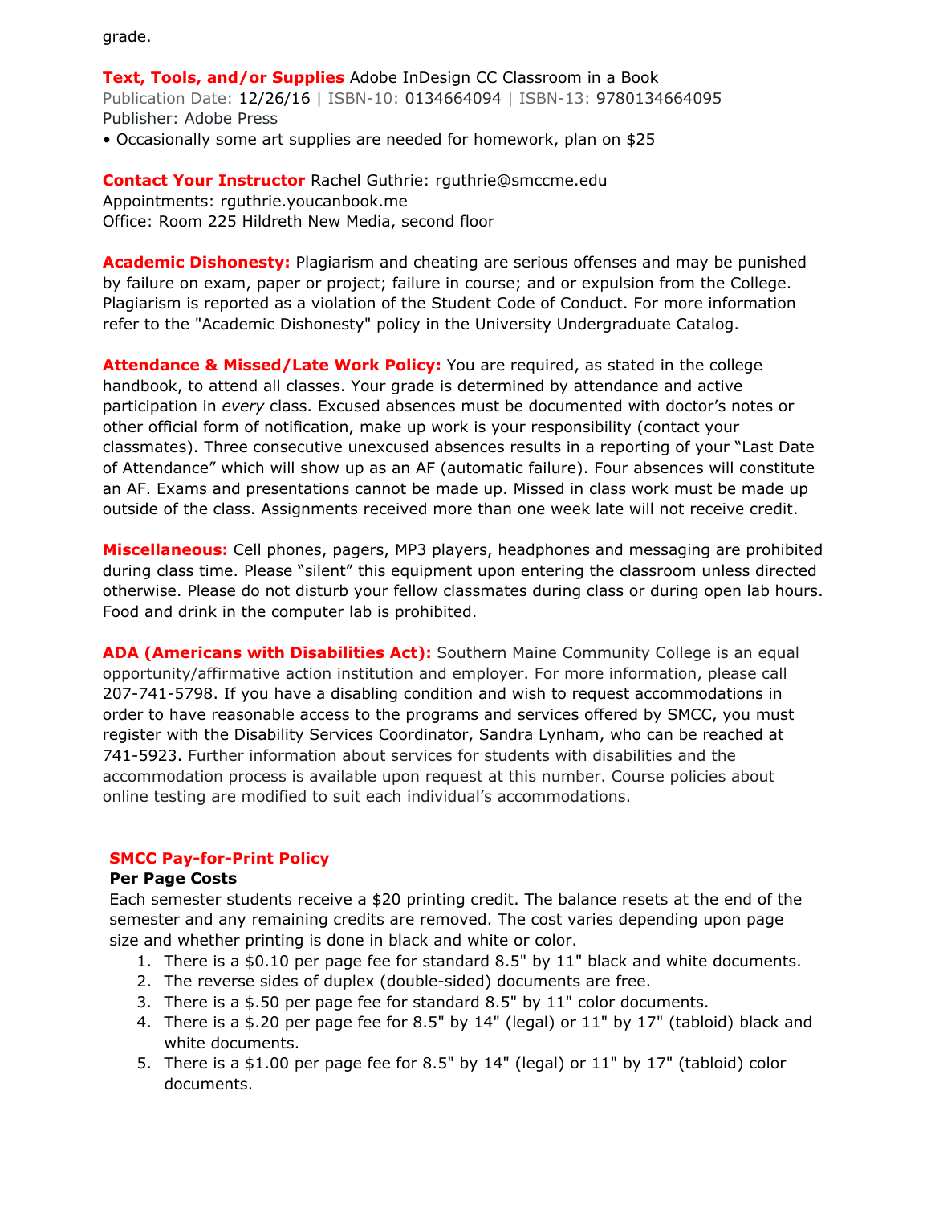grade.

**Text, Tools, and/or Supplies** Adobe InDesign CC Classroom in a Book
Publication Date: 12/26/16 | ISBN-10: 0134664094 | ISBN-13: 9780134664095
Publisher: Adobe Press
• Occasionally some art supplies are needed for homework, plan on $25

**Contact Your Instructor** Rachel Guthrie: rguthrie@smccme.edu
Appointments: rguthrie.youcanbook.me
Office: Room 225 Hildreth New Media, second floor

**Academic Dishonesty:** Plagiarism and cheating are serious offenses and may be punished by failure on exam, paper or project; failure in course; and or expulsion from the College. Plagiarism is reported as a violation of the Student Code of Conduct. For more information refer to the "Academic Dishonesty" policy in the University Undergraduate Catalog.

**Attendance & Missed/Late Work Policy:** You are required, as stated in the college handbook, to attend all classes. Your grade is determined by attendance and active participation in *every* class. Excused absences must be documented with doctor's notes or other official form of notification, make up work is your responsibility (contact your classmates). Three consecutive unexcused absences results in a reporting of your "Last Date of Attendance" which will show up as an AF (automatic failure). Four absences will constitute an AF. Exams and presentations cannot be made up. Missed in class work must be made up outside of the class. Assignments received more than one week late will not receive credit.

**Miscellaneous:** Cell phones, pagers, MP3 players, headphones and messaging are prohibited during class time. Please "silent" this equipment upon entering the classroom unless directed otherwise. Please do not disturb your fellow classmates during class or during open lab hours. Food and drink in the computer lab is prohibited.

**ADA (Americans with Disabilities Act):** Southern Maine Community College is an equal opportunity/affirmative action institution and employer. For more information, please call 207-741-5798. If you have a disabling condition and wish to request accommodations in order to have reasonable access to the programs and services offered by SMCC, you must register with the Disability Services Coordinator, Sandra Lynham, who can be reached at 741-5923. Further information about services for students with disabilities and the accommodation process is available upon request at this number. Course policies about online testing are modified to suit each individual's accommodations.

**SMCC Pay-for-Print Policy**

**Per Page Costs**

Each semester students receive a $20 printing credit. The balance resets at the end of the semester and any remaining credits are removed. The cost varies depending upon page size and whether printing is done in black and white or color.

1. There is a $0.10 per page fee for standard 8.5" by 11" black and white documents.
2. The reverse sides of duplex (double-sided) documents are free.
3. There is a $.50 per page fee for standard 8.5" by 11" color documents.
4. There is a $.20 per page fee for 8.5" by 14" (legal) or 11" by 17" (tabloid) black and white documents.
5. There is a $1.00 per page fee for 8.5" by 14" (legal) or 11" by 17" (tabloid) color documents.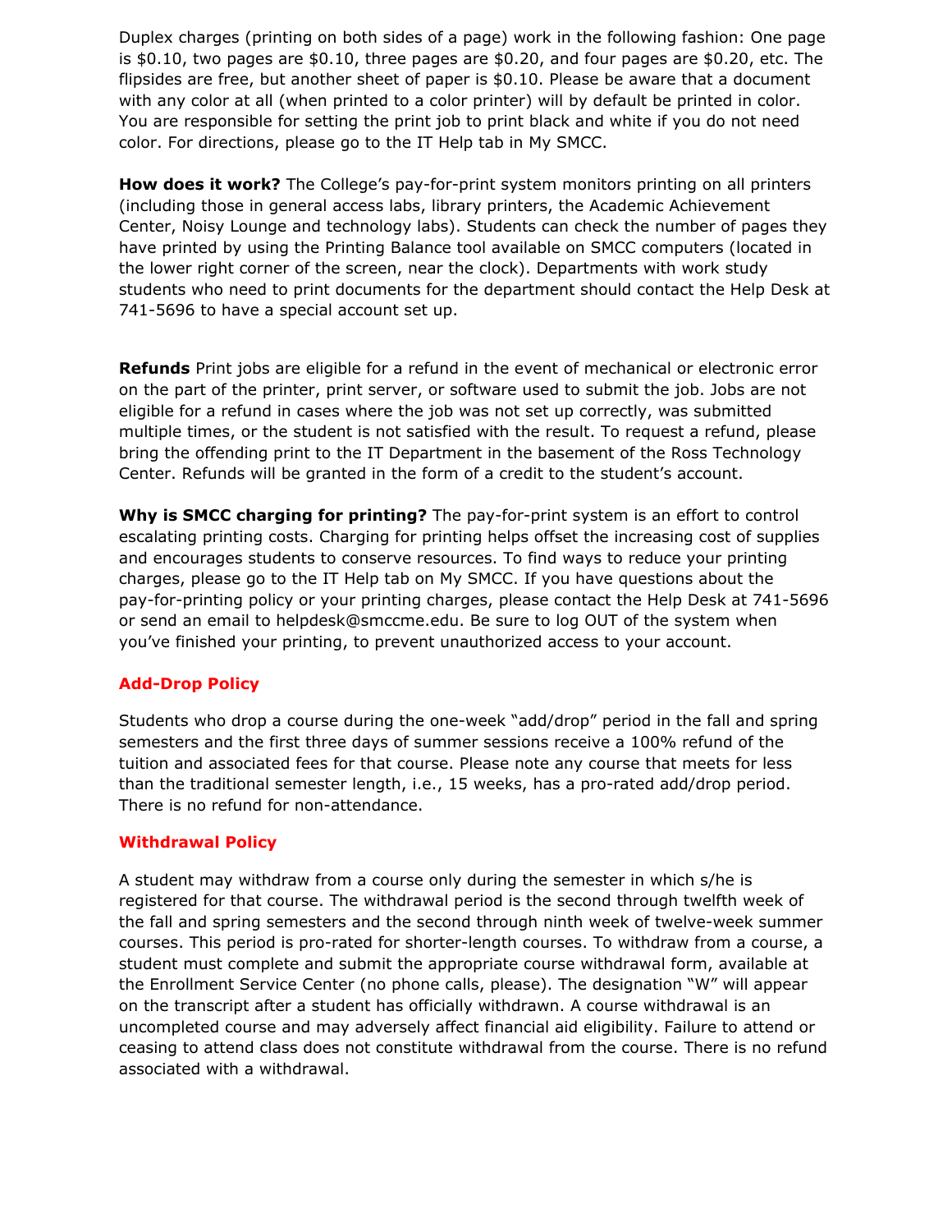Duplex charges (printing on both sides of a page) work in the following fashion: One page is $0.10, two pages are $0.10, three pages are $0.20, and four pages are $0.20, etc. The flipsides are free, but another sheet of paper is $0.10. Please be aware that a document with any color at all (when printed to a color printer) will by default be printed in color. You are responsible for setting the print job to print black and white if you do not need color. For directions, please go to the IT Help tab in My SMCC.

**How does it work?** The College's pay-for-print system monitors printing on all printers (including those in general access labs, library printers, the Academic Achievement Center, Noisy Lounge and technology labs). Students can check the number of pages they have printed by using the Printing Balance tool available on SMCC computers (located in the lower right corner of the screen, near the clock). Departments with work study students who need to print documents for the department should contact the Help Desk at 741-5696 to have a special account set up.

**Refunds** Print jobs are eligible for a refund in the event of mechanical or electronic error on the part of the printer, print server, or software used to submit the job. Jobs are not eligible for a refund in cases where the job was not set up correctly, was submitted multiple times, or the student is not satisfied with the result. To request a refund, please bring the offending print to the IT Department in the basement of the Ross Technology Center. Refunds will be granted in the form of a credit to the student's account.

**Why is SMCC charging for printing?** The pay-for-print system is an effort to control escalating printing costs. Charging for printing helps offset the increasing cost of supplies and encourages students to conserve resources. To find ways to reduce your printing charges, please go to the IT Help tab on My SMCC. If you have questions about the pay-for-printing policy or your printing charges, please contact the Help Desk at 741-5696 or send an email to helpdesk@smccme.edu. Be sure to log OUT of the system when you've finished your printing, to prevent unauthorized access to your account.

### Add-Drop Policy

Students who drop a course during the one-week "add/drop" period in the fall and spring semesters and the first three days of summer sessions receive a 100% refund of the tuition and associated fees for that course. Please note any course that meets for less than the traditional semester length, i.e., 15 weeks, has a pro-rated add/drop period. There is no refund for non-attendance.

### Withdrawal Policy

A student may withdraw from a course only during the semester in which s/he is registered for that course. The withdrawal period is the second through twelfth week of the fall and spring semesters and the second through ninth week of twelve-week summer courses. This period is pro-rated for shorter-length courses. To withdraw from a course, a student must complete and submit the appropriate course withdrawal form, available at the Enrollment Service Center (no phone calls, please). The designation "W" will appear on the transcript after a student has officially withdrawn. A course withdrawal is an uncompleted course and may adversely affect financial aid eligibility. Failure to attend or ceasing to attend class does not constitute withdrawal from the course. There is no refund associated with a withdrawal.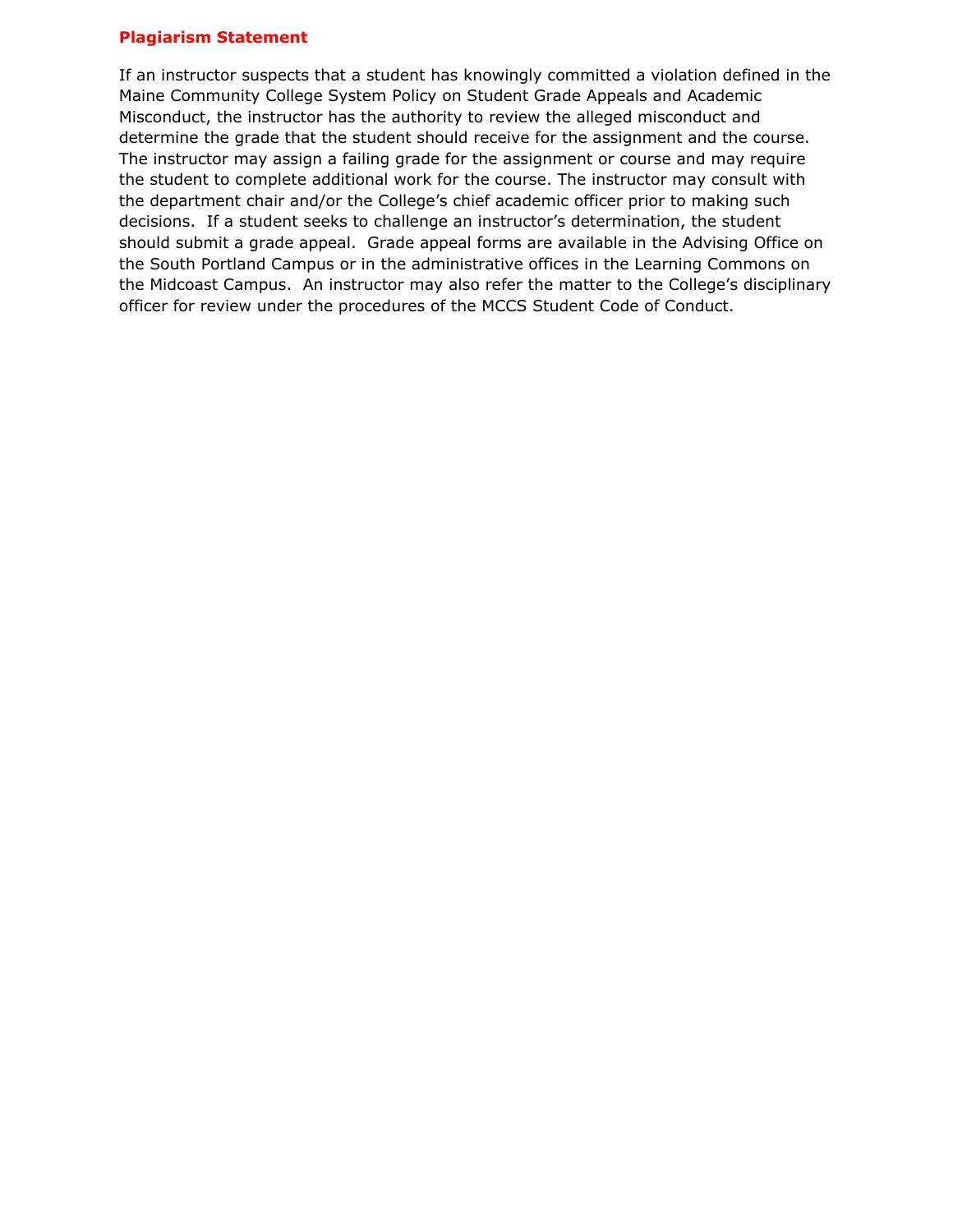## Plagiarism Statement

If an instructor suspects that a student has knowingly committed a violation defined in the Maine Community College System Policy on Student Grade Appeals and Academic Misconduct, the instructor has the authority to review the alleged misconduct and determine the grade that the student should receive for the assignment and the course. The instructor may assign a failing grade for the assignment or course and may require the student to complete additional work for the course. The instructor may consult with the department chair and/or the College's chief academic officer prior to making such decisions. If a student seeks to challenge an instructor's determination, the student should submit a grade appeal. Grade appeal forms are available in the Advising Office on the South Portland Campus or in the administrative offices in the Learning Commons on the Midcoast Campus. An instructor may also refer the matter to the College's disciplinary officer for review under the procedures of the MCCS Student Code of Conduct.